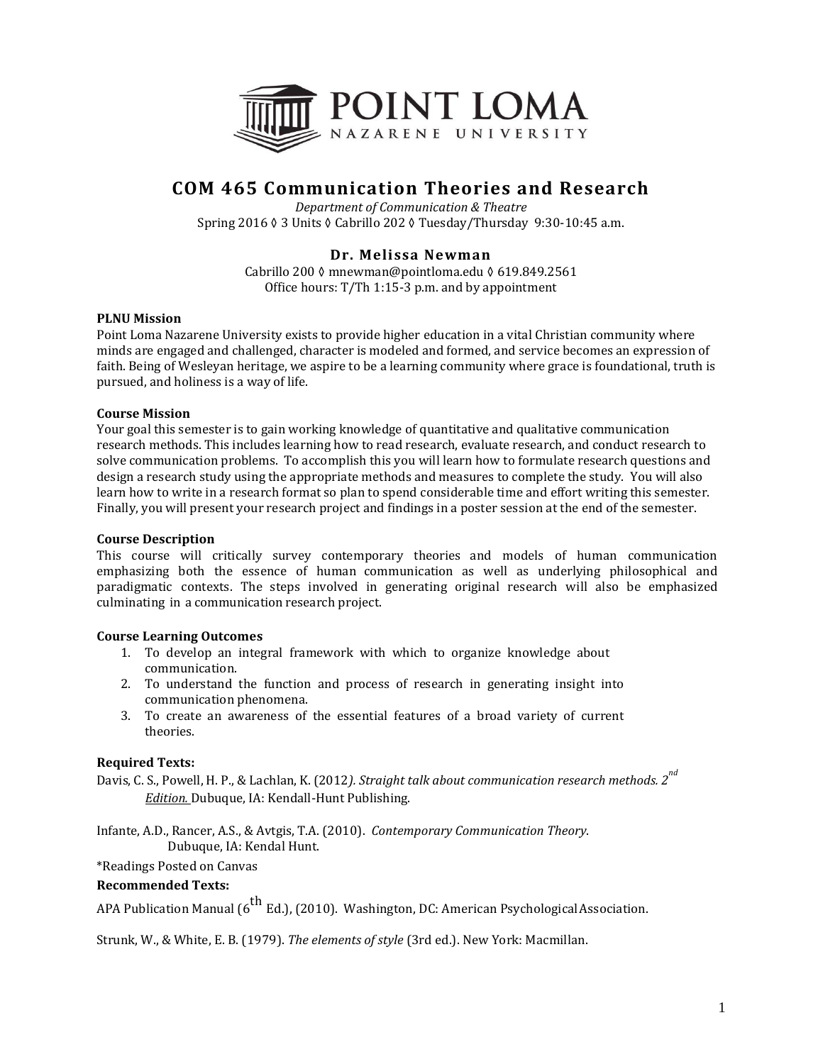# COM 465 Communication Theories and Research

*Department of Communication & Theatre*

Spring 2016 ◊ 3 Units ◊ Cabrillo 202 ◊ Tuesday/Thursday 9:30-10:45 a.m.

## Dr. Melissa Newman

Cabrillo 200 ◊ mnewman@pointloma.edu ◊ 619.849.2561

Office hours: T/Th 1:15-3 p.m. and by appointment

**PLNU Mission**

Point Loma Nazarene University exists to provide higher education in a vital Christian community where minds are engaged and challenged, character is modeled and formed, and service becomes an expression of faith. Being of Wesleyan heritage, we aspire to be a learning community where grace is foundational, truth is pursued, and holiness is a way of life.

**Course Mission**

Your goal this semester is to gain working knowledge of quantitative and qualitative communication research methods. This includes learning how to read research, evaluate research, and conduct research to solve communication problems. To accomplish this you will learn how to formulate research questions and design a research study using the appropriate methods and measures to complete the study. You will also learn how to write in a research format so plan to spend considerable time and effort writing this semester. Finally, you will present your research project and findings in a poster session at the end of the semester.

**Course Description**

This course will critically survey contemporary theories and models of human communication emphasizing both the essence of human communication as well as underlying philosophical and paradigmatic contexts. The steps involved in generating original research will also be emphasized culminating in a communication research project.

**Course Learning Outcomes**

1. To develop an integral framework with which to organize knowledge about communication.
2. To understand the function and process of research in generating insight into communication phenomena.
3. To create an awareness of the essential features of a broad variety of current theories.

**Required Texts:**

Davis, C. S., Powell, H. P., & Lachlan, K. (2012*). Straight talk about communication research methods. 2nd* ***Edition.*** Dubuque, IA: Kendall-Hunt Publishing.

Infante, A.D., Rancer, A.S., & Avtgis, T.A. (2010). *Contemporary Communication Theory*. Dubuque, IA: Kendal Hunt.

*Readings Posted on Canvas

**Recommended Texts:**

APA Publication Manual (6th Ed.), (2010). Washington, DC: American Psychological Association.

Strunk, W., & White, E. B. (1979). *The elements of style* (3rd ed.). New York: Macmillan.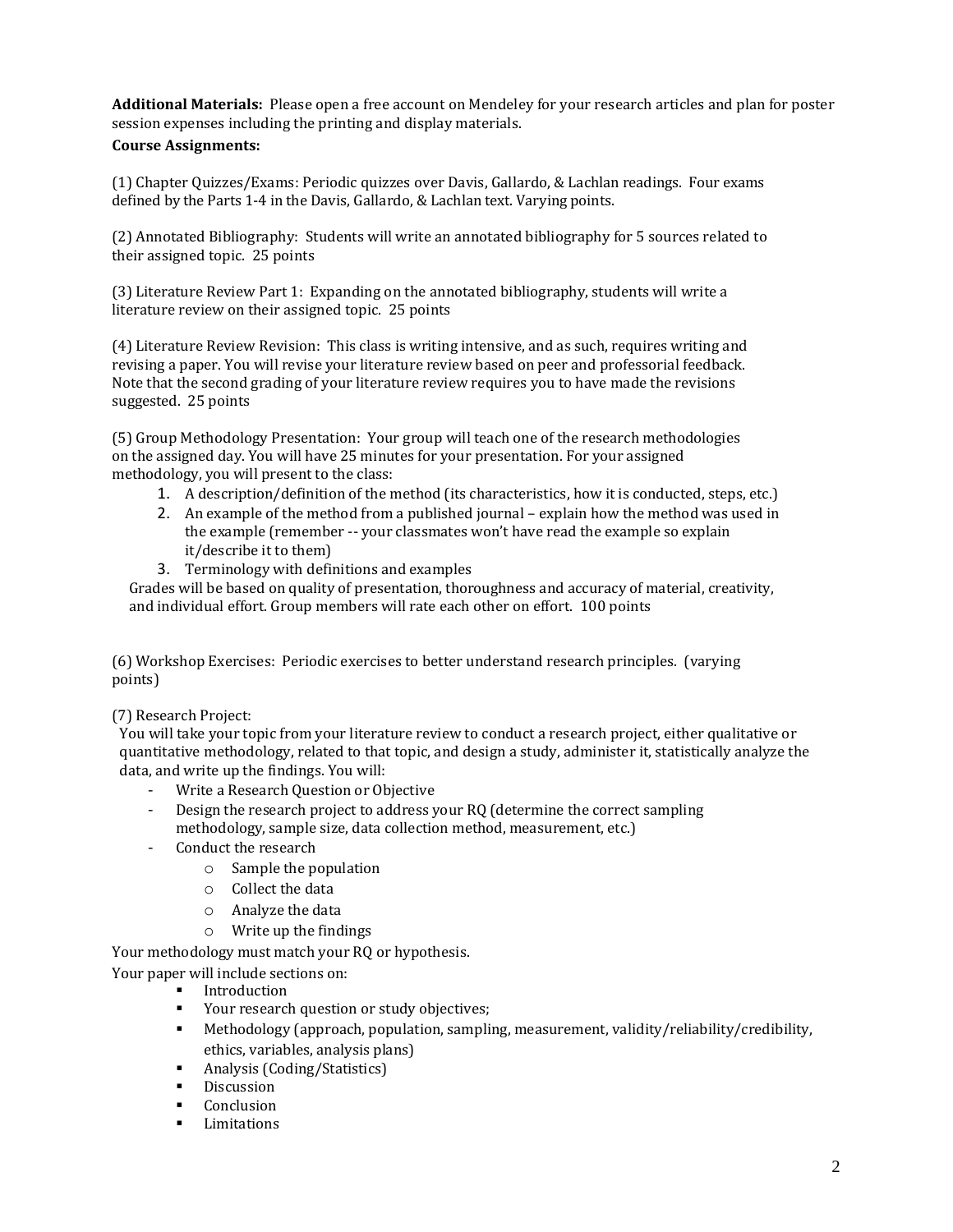**Additional Materials:** Please open a free account on Mendeley for your research articles and plan for poster session expenses including the printing and display materials.

**Course Assignments:**

(1) Chapter Quizzes/Exams: Periodic quizzes over Davis, Gallardo, & Lachlan readings. Four exams defined by the Parts 1-4 in the Davis, Gallardo, & Lachlan text. Varying points.

(2) Annotated Bibliography: Students will write an annotated bibliography for 5 sources related to their assigned topic. 25 points

(3) Literature Review Part 1: Expanding on the annotated bibliography, students will write a literature review on their assigned topic. 25 points

(4) Literature Review Revision: This class is writing intensive, and as such, requires writing and revising a paper. You will revise your literature review based on peer and professorial feedback. Note that the second grading of your literature review requires you to have made the revisions suggested. 25 points

(5) Group Methodology Presentation: Your group will teach one of the research methodologies on the assigned day. You will have 25 minutes for your presentation. For your assigned methodology, you will present to the class:

1. A description/definition of the method (its characteristics, how it is conducted, steps, etc.)
2. An example of the method from a published journal – explain how the method was used in the example (remember -- your classmates won't have read the example so explain it/describe it to them)
3. Terminology with definitions and examples

Grades will be based on quality of presentation, thoroughness and accuracy of material, creativity, and individual effort. Group members will rate each other on effort. 100 points

(6) Workshop Exercises: Periodic exercises to better understand research principles. (varying points)

(7) Research Project:

You will take your topic from your literature review to conduct a research project, either qualitative or quantitative methodology, related to that topic, and design a study, administer it, statistically analyze the data, and write up the findings. You will:

- Write a Research Question or Objective
- Design the research project to address your RQ (determine the correct sampling methodology, sample size, data collection method, measurement, etc.)
- Conduct the research
    - Sample the population
    - Collect the data
    - Analyze the data
    - Write up the findings

Your methodology must match your RQ or hypothesis.

Your paper will include sections on:

- Introduction
- Your research question or study objectives;
- Methodology (approach, population, sampling, measurement, validity/reliability/credibility, ethics, variables, analysis plans)
- Analysis (Coding/Statistics)
- Discussion
- Conclusion
- Limitations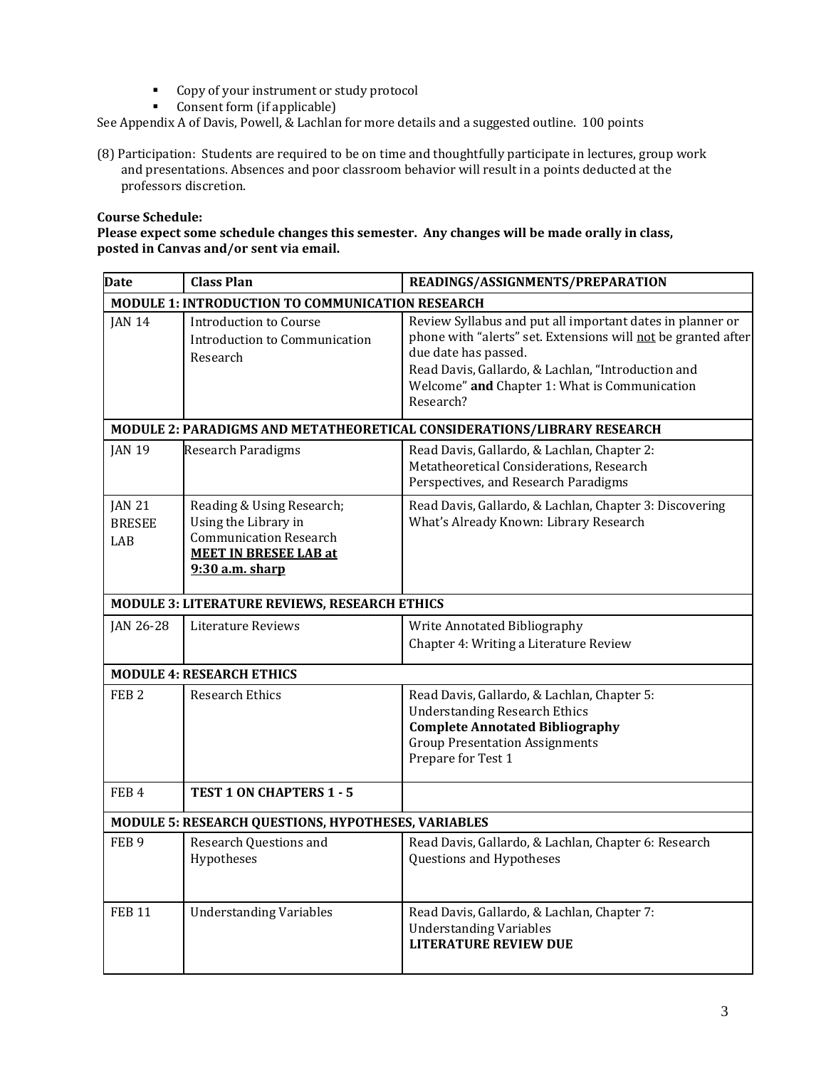- Copy of your instrument or study protocol
- Consent form (if applicable)

See Appendix A of Davis, Powell, & Lachlan for more details and a suggested outline. 100 points

(8) Participation: Students are required to be on time and thoughtfully participate in lectures, group work and presentations. Absences and poor classroom behavior will result in a points deducted at the professors discretion.

**Course Schedule:**
**Please expect some schedule changes this semester. Any changes will be made orally in class, posted in Canvas and/or sent via email.**

| Date | Class Plan | READINGS/ASSIGNMENTS/PREPARATION |
|---|---|---|
| **MODULE 1: INTRODUCTION TO COMMUNICATION RESEARCH** | | |
| JAN 14 | Introduction to Course<br>Introduction to Communication Research | Review Syllabus and put all important dates in planner or phone with "alerts" set. Extensions will <u>not</u> be granted after due date has passed.<br>Read Davis, Gallardo, & Lachlan, "Introduction and Welcome" **and** Chapter 1: What is Communication Research? |
| **MODULE 2: PARADIGMS AND METATHEORETICAL CONSIDERATIONS/LIBRARY RESEARCH** | | |
| JAN 19 | Research Paradigms | Read Davis, Gallardo, & Lachlan, Chapter 2: Metatheoretical Considerations, Research Perspectives, and Research Paradigms |
| JAN 21<br>BRESEE LAB | Reading & Using Research;<br>Using the Library in Communication Research<br>**<u>MEET IN BRESEE LAB at 9:30 a.m. sharp</u>** | Read Davis, Gallardo, & Lachlan, Chapter 3: Discovering What's Already Known: Library Research |
| **MODULE 3: LITERATURE REVIEWS, RESEARCH ETHICS** | | |
| JAN 26-28 | Literature Reviews | Write Annotated Bibliography<br>Chapter 4: Writing a Literature Review |
| **MODULE 4: RESEARCH ETHICS** | | |
| FEB 2 | Research Ethics | Read Davis, Gallardo, & Lachlan, Chapter 5: Understanding Research Ethics<br>**Complete Annotated Bibliography**<br>Group Presentation Assignments<br>Prepare for Test 1 |
| FEB 4 | **TEST 1 ON CHAPTERS 1 - 5** | |
| **MODULE 5: RESEARCH QUESTIONS, HYPOTHESES, VARIABLES** | | |
| FEB 9 | Research Questions and Hypotheses | Read Davis, Gallardo, & Lachlan, Chapter 6: Research Questions and Hypotheses |
| FEB 11 | Understanding Variables | Read Davis, Gallardo, & Lachlan, Chapter 7: Understanding Variables<br>**LITERATURE REVIEW DUE** |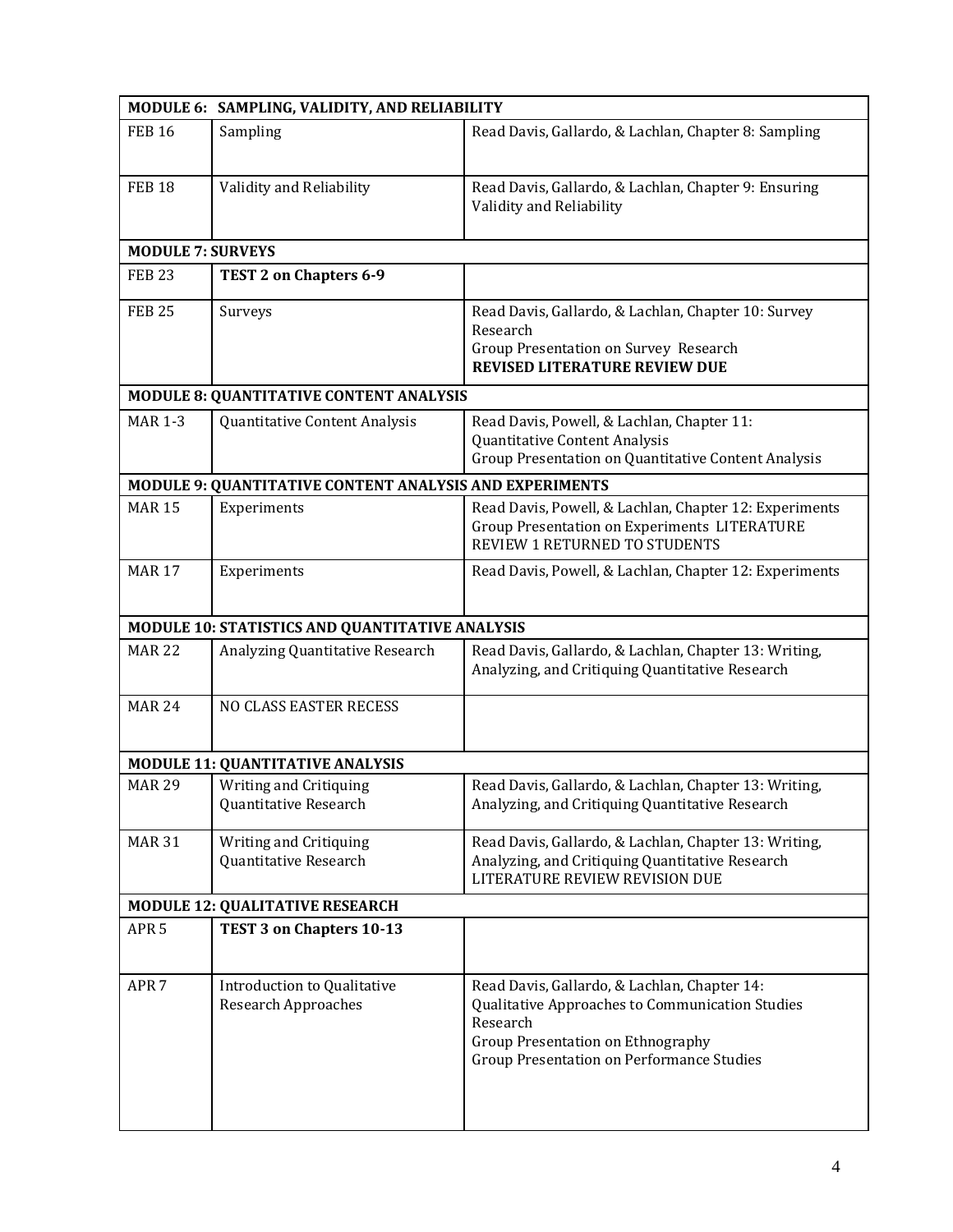| MODULE 6: SAMPLING, VALIDITY, AND RELIABILITY | | |
|---|---|---|
| FEB 16 | Sampling | Read Davis, Gallardo, & Lachlan, Chapter 8: Sampling |
| FEB 18 | Validity and Reliability | Read Davis, Gallardo, & Lachlan, Chapter 9: Ensuring Validity and Reliability |
| **MODULE 7: SURVEYS** | | |
| FEB 23 | **TEST 2 on Chapters 6-9** | |
| FEB 25 | Surveys | Read Davis, Gallardo, & Lachlan, Chapter 10: Survey Research<br>Group Presentation on Survey Research<br>**REVISED LITERATURE REVIEW DUE** |
| **MODULE 8: QUANTITATIVE CONTENT ANALYSIS** | | |
| MAR 1-3 | Quantitative Content Analysis | Read Davis, Powell, & Lachlan, Chapter 11: Quantitative Content Analysis<br>Group Presentation on Quantitative Content Analysis |
| **MODULE 9: QUANTITATIVE CONTENT ANALYSIS AND EXPERIMENTS** | | |
| MAR 15 | Experiments | Read Davis, Powell, & Lachlan, Chapter 12: Experiments<br>Group Presentation on Experiments LITERATURE REVIEW 1 RETURNED TO STUDENTS |
| MAR 17 | Experiments | Read Davis, Powell, & Lachlan, Chapter 12: Experiments |
| **MODULE 10: STATISTICS AND QUANTITATIVE ANALYSIS** | | |
| MAR 22 | Analyzing Quantitative Research | Read Davis, Gallardo, & Lachlan, Chapter 13: Writing, Analyzing, and Critiquing Quantitative Research |
| MAR 24 | NO CLASS EASTER RECESS | |
| **MODULE 11: QUANTITATIVE ANALYSIS** | | |
| MAR 29 | Writing and Critiquing Quantitative Research | Read Davis, Gallardo, & Lachlan, Chapter 13: Writing, Analyzing, and Critiquing Quantitative Research |
| MAR 31 | Writing and Critiquing Quantitative Research | Read Davis, Gallardo, & Lachlan, Chapter 13: Writing, Analyzing, and Critiquing Quantitative Research<br>LITERATURE REVIEW REVISION DUE |
| **MODULE 12: QUALITATIVE RESEARCH** | | |
| APR 5 | **TEST 3 on Chapters 10-13** | |
| APR 7 | Introduction to Qualitative Research Approaches | Read Davis, Gallardo, & Lachlan, Chapter 14: Qualitative Approaches to Communication Studies Research<br>Group Presentation on Ethnography<br>Group Presentation on Performance Studies |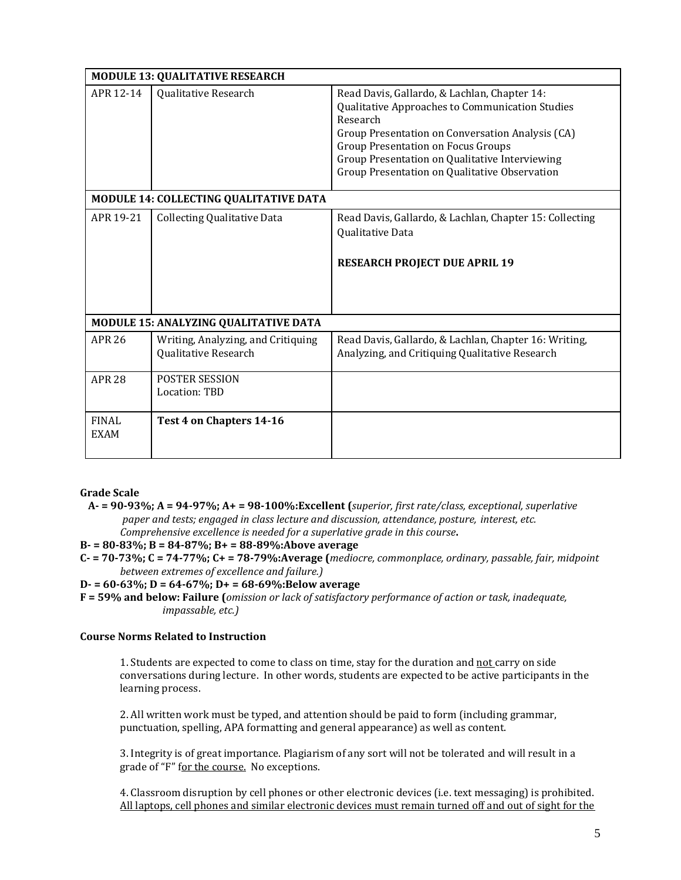| MODULE 13: QUALITATIVE RESEARCH | | |
|---|---|---|
| APR 12-14 | Qualitative Research | Read Davis, Gallardo, & Lachlan, Chapter 14: Qualitative Approaches to Communication Studies Research<br>Group Presentation on Conversation Analysis (CA)<br>Group Presentation on Focus Groups<br>Group Presentation on Qualitative Interviewing<br>Group Presentation on Qualitative Observation |
| **MODULE 14: COLLECTING QUALITATIVE DATA** | | |
| APR 19-21 | Collecting Qualitative Data | Read Davis, Gallardo, & Lachlan, Chapter 15: Collecting Qualitative Data<br><br>**RESEARCH PROJECT DUE APRIL 19** |
| **MODULE 15: ANALYZING QUALITATIVE DATA** | | |
| APR 26 | Writing, Analyzing, and Critiquing Qualitative Research | Read Davis, Gallardo, & Lachlan, Chapter 16: Writing, Analyzing, and Critiquing Qualitative Research |
| APR 28 | POSTER SESSION<br>Location: TBD | |
| FINAL EXAM | **Test 4 on Chapters 14-16** | |

**Grade Scale**

**A- = 90-93%; A = 94-97%; A+ = 98-100%:Excellent (***superior, first rate/class, exceptional, superlative paper and tests; engaged in class lecture and discussion, attendance, posture, interest, etc. Comprehensive excellence is needed for a superlative grade in this course***.**

**B- = 80-83%; B = 84-87%; B+ = 88-89%:Above average**

**C- = 70-73%; C = 74-77%; C+ = 78-79%:Average (***mediocre, commonplace, ordinary, passable, fair, midpoint between extremes of excellence and failure.)*

**D- = 60-63%; D = 64-67%; D+ = 68-69%:Below average**

**F = 59% and below: Failure (***omission or lack of satisfactory performance of action or task, inadequate, impassable, etc.)*

**Course Norms Related to Instruction**

1. Students are expected to come to class on time, stay for the duration and <u>not</u> carry on side conversations during lecture. In other words, students are expected to be active participants in the learning process.

2. All written work must be typed, and attention should be paid to form (including grammar, punctuation, spelling, APA formatting and general appearance) as well as content.

3. Integrity is of great importance. Plagiarism of any sort will not be tolerated and will result in a grade of "F" <u>for the course.</u> No exceptions.

4. Classroom disruption by cell phones or other electronic devices (i.e. text messaging) is prohibited. <u>All laptops, cell phones and similar electronic devices must remain turned off and out of sight for the</u>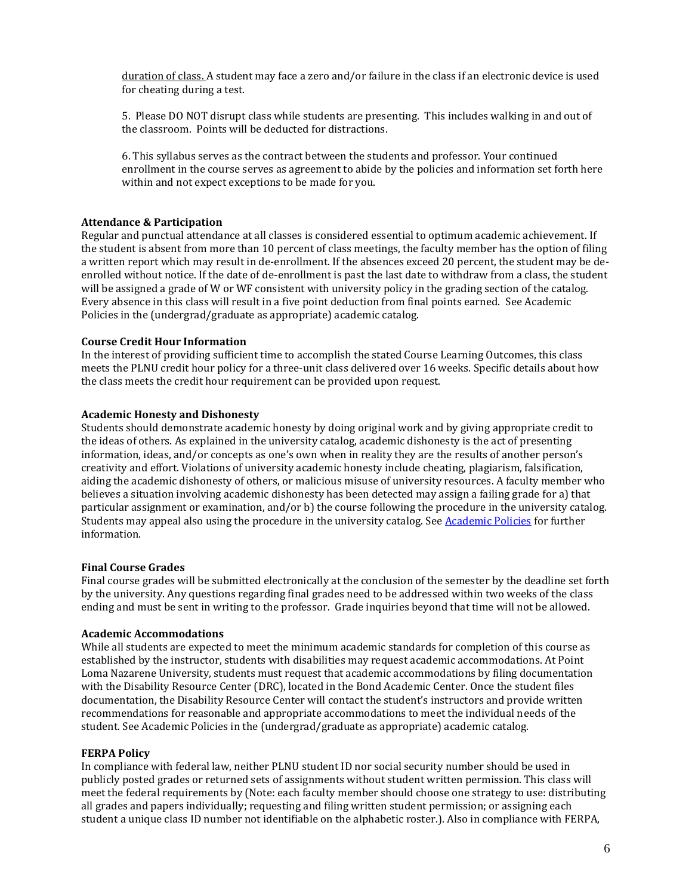duration of class. A student may face a zero and/or failure in the class if an electronic device is used for cheating during a test.

5. Please DO NOT disrupt class while students are presenting. This includes walking in and out of the classroom. Points will be deducted for distractions.

6. This syllabus serves as the contract between the students and professor. Your continued enrollment in the course serves as agreement to abide by the policies and information set forth here within and not expect exceptions to be made for you.

**Attendance & Participation**

Regular and punctual attendance at all classes is considered essential to optimum academic achievement. If the student is absent from more than 10 percent of class meetings, the faculty member has the option of filing a written report which may result in de-enrollment. If the absences exceed 20 percent, the student may be de-enrolled without notice. If the date of de-enrollment is past the last date to withdraw from a class, the student will be assigned a grade of W or WF consistent with university policy in the grading section of the catalog. Every absence in this class will result in a five point deduction from final points earned. See Academic Policies in the (undergrad/graduate as appropriate) academic catalog.

**Course Credit Hour Information**

In the interest of providing sufficient time to accomplish the stated Course Learning Outcomes, this class meets the PLNU credit hour policy for a three-unit class delivered over 16 weeks. Specific details about how the class meets the credit hour requirement can be provided upon request.

**Academic Honesty and Dishonesty**

Students should demonstrate academic honesty by doing original work and by giving appropriate credit to the ideas of others. As explained in the university catalog, academic dishonesty is the act of presenting information, ideas, and/or concepts as one's own when in reality they are the results of another person's creativity and effort. Violations of university academic honesty include cheating, plagiarism, falsification, aiding the academic dishonesty of others, or malicious misuse of university resources. A faculty member who believes a situation involving academic dishonesty has been detected may assign a failing grade for a) that particular assignment or examination, and/or b) the course following the procedure in the university catalog. Students may appeal also using the procedure in the university catalog. See Academic Policies for further information.

**Final Course Grades**

Final course grades will be submitted electronically at the conclusion of the semester by the deadline set forth by the university. Any questions regarding final grades need to be addressed within two weeks of the class ending and must be sent in writing to the professor. Grade inquiries beyond that time will not be allowed.

**Academic Accommodations**

While all students are expected to meet the minimum academic standards for completion of this course as established by the instructor, students with disabilities may request academic accommodations. At Point Loma Nazarene University, students must request that academic accommodations by filing documentation with the Disability Resource Center (DRC), located in the Bond Academic Center. Once the student files documentation, the Disability Resource Center will contact the student's instructors and provide written recommendations for reasonable and appropriate accommodations to meet the individual needs of the student. See Academic Policies in the (undergrad/graduate as appropriate) academic catalog.

**FERPA Policy**

In compliance with federal law, neither PLNU student ID nor social security number should be used in publicly posted grades or returned sets of assignments without student written permission. This class will meet the federal requirements by (Note: each faculty member should choose one strategy to use: distributing all grades and papers individually; requesting and filing written student permission; or assigning each student a unique class ID number not identifiable on the alphabetic roster.). Also in compliance with FERPA,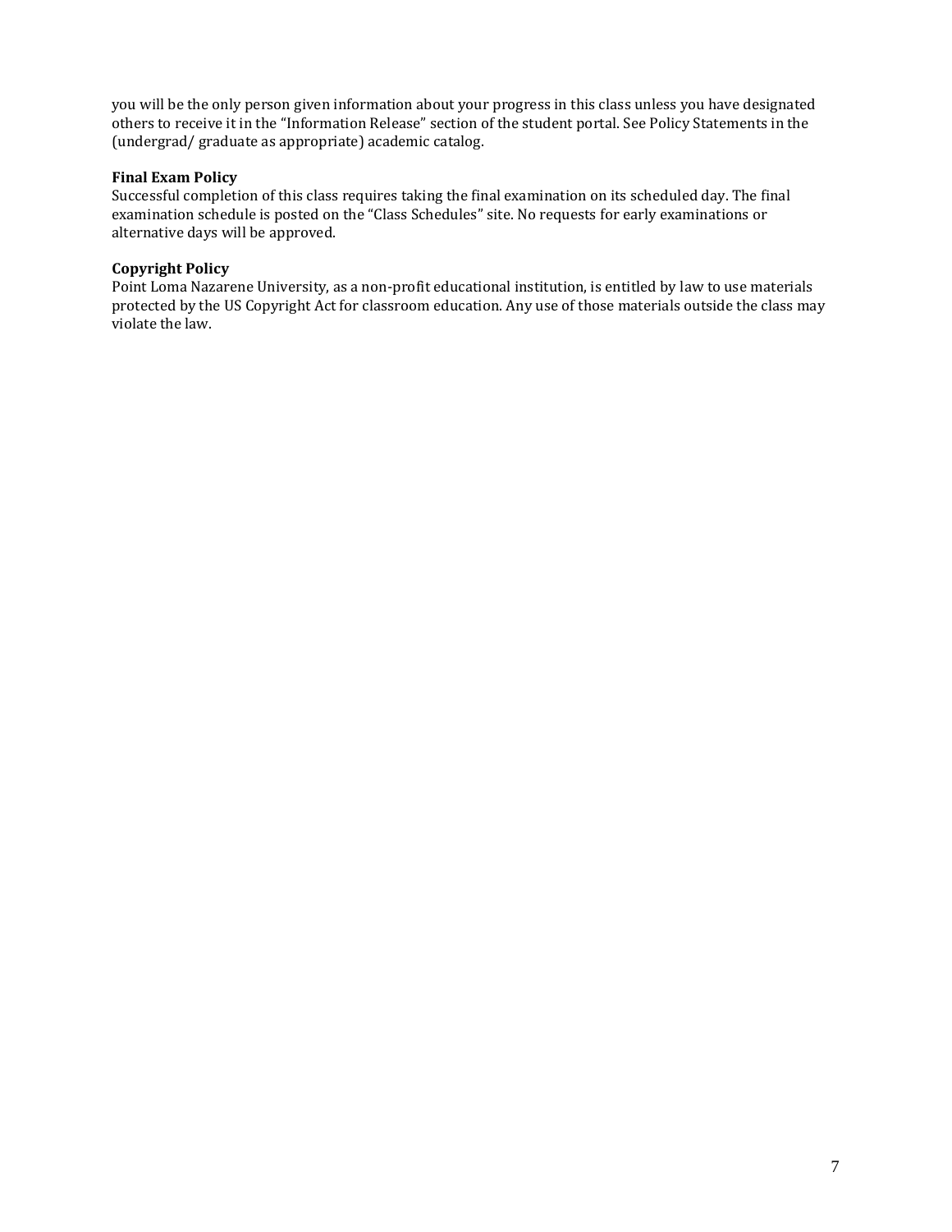you will be the only person given information about your progress in this class unless you have designated others to receive it in the "Information Release" section of the student portal. See Policy Statements in the (undergrad/ graduate as appropriate) academic catalog.

**Final Exam Policy**

Successful completion of this class requires taking the final examination on its scheduled day. The final examination schedule is posted on the "Class Schedules" site. No requests for early examinations or alternative days will be approved.

**Copyright Policy**

Point Loma Nazarene University, as a non-profit educational institution, is entitled by law to use materials protected by the US Copyright Act for classroom education. Any use of those materials outside the class may violate the law.